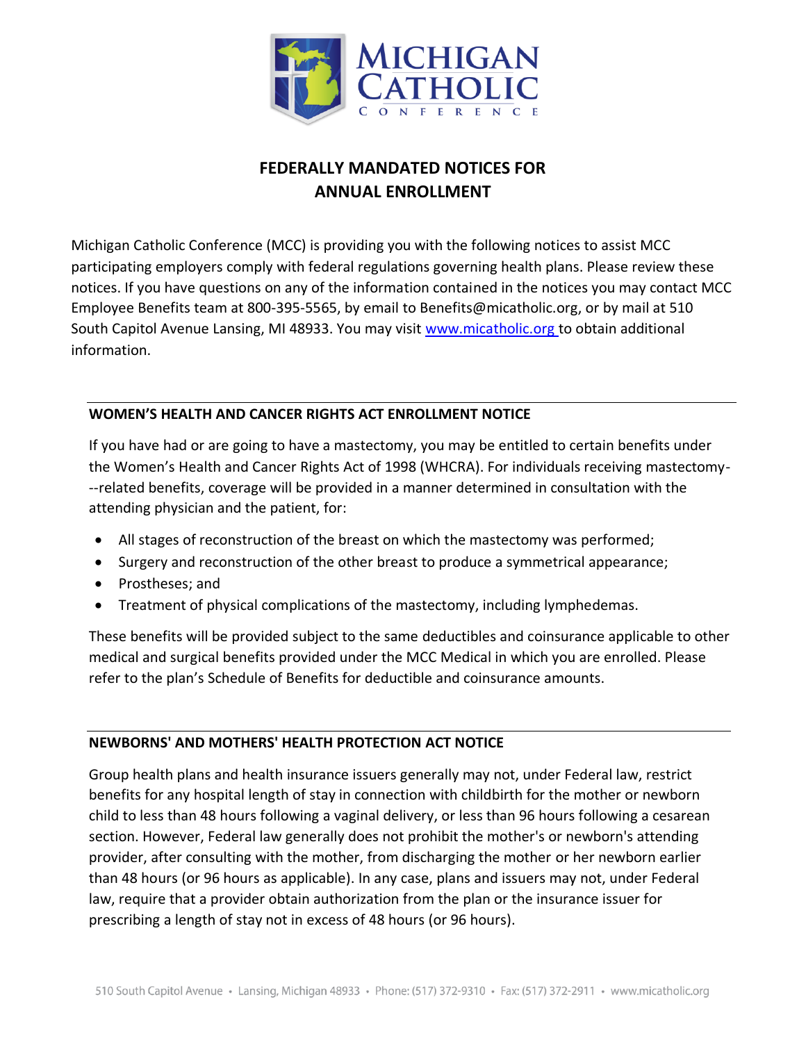MICHIGAN CATHOLIC CONFERENCE

# FEDERALLY MANDATED NOTICES FOR ANNUAL ENROLLMENT

Michigan Catholic Conference (MCC) is providing you with the following notices to assist MCC participating employers comply with federal regulations governing health plans. Please review these notices. If you have questions on any of the information contained in the notices you may contact MCC Employee Benefits team at 800-395-5565, by email to Benefits@micatholic.org, or by mail at 510 South Capitol Avenue Lansing, MI 48933. You may visit [www.micatholic.org](http://www.micatholic.org) to obtain additional information.

## WOMEN'S HEALTH AND CANCER RIGHTS ACT ENROLLMENT NOTICE

If you have had or are going to have a mastectomy, you may be entitled to certain benefits under the Women's Health and Cancer Rights Act of 1998 (WHCRA). For individuals receiving mastectomy--related benefits, coverage will be provided in a manner determined in consultation with the attending physician and the patient, for:

- All stages of reconstruction of the breast on which the mastectomy was performed;
- Surgery and reconstruction of the other breast to produce a symmetrical appearance;
- Prostheses; and
- Treatment of physical complications of the mastectomy, including lymphedemas.

These benefits will be provided subject to the same deductibles and coinsurance applicable to other medical and surgical benefits provided under the MCC Medical in which you are enrolled. Please refer to the plan's Schedule of Benefits for deductible and coinsurance amounts.

## NEWBORNS' AND MOTHERS' HEALTH PROTECTION ACT NOTICE

Group health plans and health insurance issuers generally may not, under Federal law, restrict benefits for any hospital length of stay in connection with childbirth for the mother or newborn child to less than 48 hours following a vaginal delivery, or less than 96 hours following a cesarean section. However, Federal law generally does not prohibit the mother's or newborn's attending provider, after consulting with the mother, from discharging the mother or her newborn earlier than 48 hours (or 96 hours as applicable). In any case, plans and issuers may not, under Federal law, require that a provider obtain authorization from the plan or the insurance issuer for prescribing a length of stay not in excess of 48 hours (or 96 hours).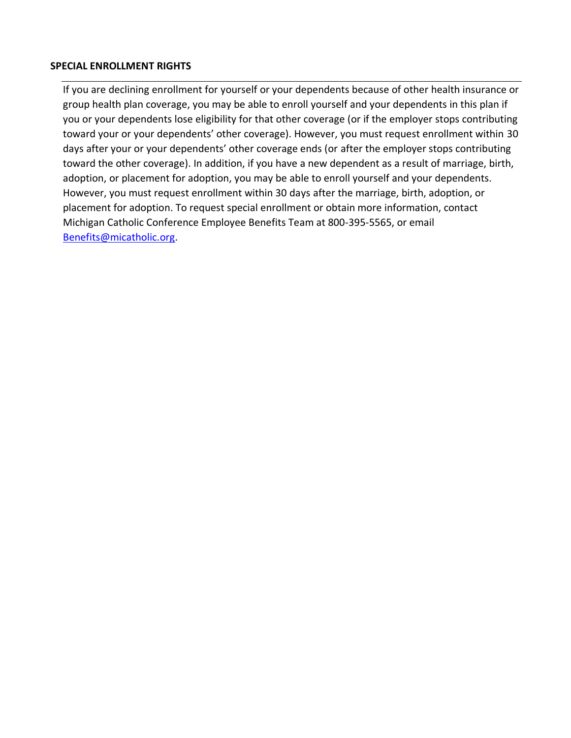**SPECIAL ENROLLMENT RIGHTS**

If you are declining enrollment for yourself or your dependents because of other health insurance or group health plan coverage, you may be able to enroll yourself and your dependents in this plan if you or your dependents lose eligibility for that other coverage (or if the employer stops contributing toward your or your dependents' other coverage). However, you must request enrollment within 30 days after your or your dependents' other coverage ends (or after the employer stops contributing toward the other coverage). In addition, if you have a new dependent as a result of marriage, birth, adoption, or placement for adoption, you may be able to enroll yourself and your dependents. However, you must request enrollment within 30 days after the marriage, birth, adoption, or placement for adoption. To request special enrollment or obtain more information, contact Michigan Catholic Conference Employee Benefits Team at 800-395-5565, or email Benefits@micatholic.org.